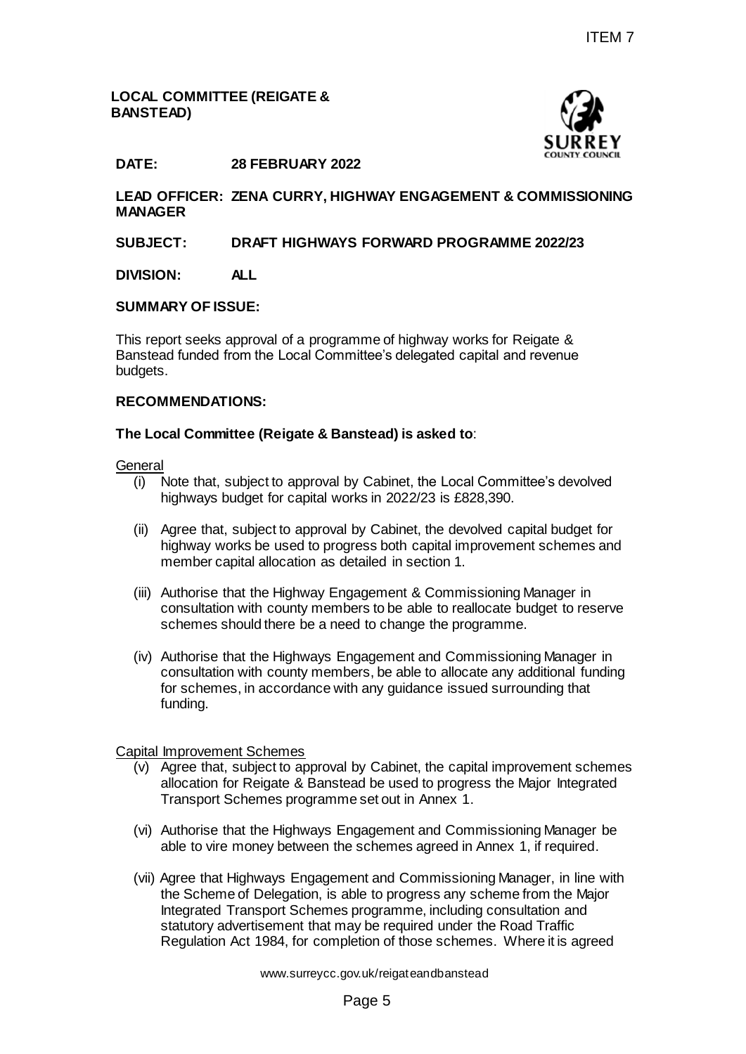ITEM 7

**LOCAL COMMITTEE (REIGATE & BANSTEAD)**

**DATE:** **28 FEBRUARY 2022**

**LEAD OFFICER: ZENA CURRY, HIGHWAY ENGAGEMENT & COMMISSIONING MANAGER**

**SUBJECT:** **DRAFT HIGHWAYS FORWARD PROGRAMME 2022/23**

**DIVISION:** **ALL**

**SUMMARY OF ISSUE:**

This report seeks approval of a programme of highway works for Reigate & Banstead funded from the Local Committee's delegated capital and revenue budgets.

**RECOMMENDATIONS:**

**The Local Committee (Reigate & Banstead) is asked to**:

General

(i) Note that, subject to approval by Cabinet, the Local Committee's devolved highways budget for capital works in 2022/23 is £828,390.

(ii) Agree that, subject to approval by Cabinet, the devolved capital budget for highway works be used to progress both capital improvement schemes and member capital allocation as detailed in section 1.

(iii) Authorise that the Highway Engagement & Commissioning Manager in consultation with county members to be able to reallocate budget to reserve schemes should there be a need to change the programme.

(iv) Authorise that the Highways Engagement and Commissioning Manager in consultation with county members, be able to allocate any additional funding for schemes, in accordance with any guidance issued surrounding that funding.

Capital Improvement Schemes

(v) Agree that, subject to approval by Cabinet, the capital improvement schemes allocation for Reigate & Banstead be used to progress the Major Integrated Transport Schemes programme set out in Annex 1.

(vi) Authorise that the Highways Engagement and Commissioning Manager be able to vire money between the schemes agreed in Annex 1, if required.

(vii) Agree that Highways Engagement and Commissioning Manager, in line with the Scheme of Delegation, is able to progress any scheme from the Major Integrated Transport Schemes programme, including consultation and statutory advertisement that may be required under the Road Traffic Regulation Act 1984, for completion of those schemes. Where it is agreed

www.surreycc.gov.uk/reigateandbanstead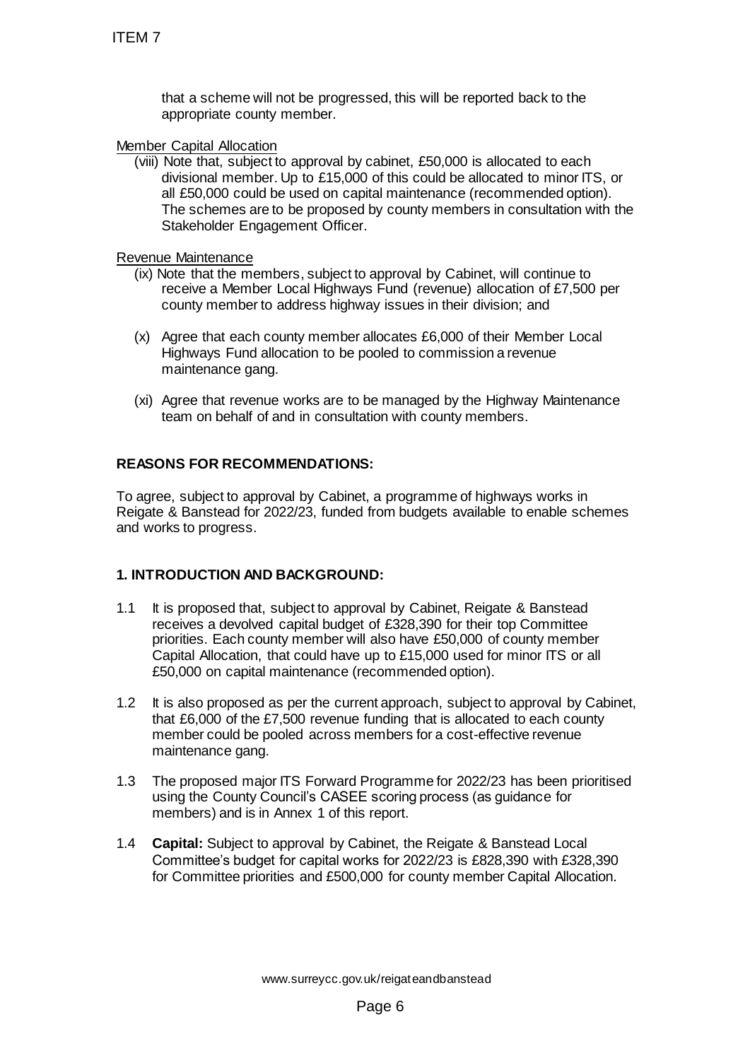that a scheme will not be progressed, this will be reported back to the appropriate county member.

Member Capital Allocation

(viii) Note that, subject to approval by cabinet, £50,000 is allocated to each divisional member. Up to £15,000 of this could be allocated to minor ITS, or all £50,000 could be used on capital maintenance (recommended option). The schemes are to be proposed by county members in consultation with the Stakeholder Engagement Officer.

Revenue Maintenance

(ix) Note that the members, subject to approval by Cabinet, will continue to receive a Member Local Highways Fund (revenue) allocation of £7,500 per county member to address highway issues in their division; and

(x) Agree that each county member allocates £6,000 of their Member Local Highways Fund allocation to be pooled to commission a revenue maintenance gang.

(xi) Agree that revenue works are to be managed by the Highway Maintenance team on behalf of and in consultation with county members.

**REASONS FOR RECOMMENDATIONS:**

To agree, subject to approval by Cabinet, a programme of highways works in Reigate & Banstead for 2022/23, funded from budgets available to enable schemes and works to progress.

**1. INTRODUCTION AND BACKGROUND:**

1.1 It is proposed that, subject to approval by Cabinet, Reigate & Banstead receives a devolved capital budget of £328,390 for their top Committee priorities. Each county member will also have £50,000 of county member Capital Allocation, that could have up to £15,000 used for minor ITS or all £50,000 on capital maintenance (recommended option).

1.2 It is also proposed as per the current approach, subject to approval by Cabinet, that £6,000 of the £7,500 revenue funding that is allocated to each county member could be pooled across members for a cost-effective revenue maintenance gang.

1.3 The proposed major ITS Forward Programme for 2022/23 has been prioritised using the County Council's CASEE scoring process (as guidance for members) and is in Annex 1 of this report.

1.4 **Capital:** Subject to approval by Cabinet, the Reigate & Banstead Local Committee's budget for capital works for 2022/23 is £828,390 with £328,390 for Committee priorities and £500,000 for county member Capital Allocation.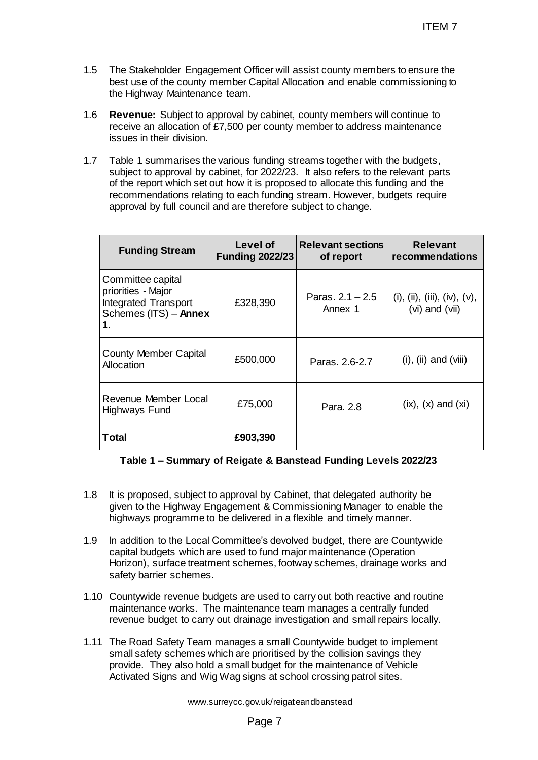1.5 The Stakeholder Engagement Officer will assist county members to ensure the best use of the county member Capital Allocation and enable commissioning to the Highway Maintenance team.

1.6 **Revenue:** Subject to approval by cabinet, county members will continue to receive an allocation of £7,500 per county member to address maintenance issues in their division.

1.7 Table 1 summarises the various funding streams together with the budgets, subject to approval by cabinet, for 2022/23. It also refers to the relevant parts of the report which set out how it is proposed to allocate this funding and the recommendations relating to each funding stream. However, budgets require approval by full council and are therefore subject to change.

| Funding Stream | Level of Funding 2022/23 | Relevant sections of report | Relevant recommendations |
|---|---|---|---|
| Committee capital priorities - Major Integrated Transport Schemes (ITS) – **Annex 1**. | £328,390 | Paras. 2.1 – 2.5 Annex 1 | (i), (ii), (iii), (iv), (v), (vi) and (vii) |
| County Member Capital Allocation | £500,000 | Paras. 2.6-2.7 | (i), (ii) and (viii) |
| Revenue Member Local Highways Fund | £75,000 | Para. 2.8 | (ix), (x) and (xi) |
| **Total** | **£903,390** | | |

**Table 1 – Summary of Reigate & Banstead Funding Levels 2022/23**

1.8 It is proposed, subject to approval by Cabinet, that delegated authority be given to the Highway Engagement & Commissioning Manager to enable the highways programme to be delivered in a flexible and timely manner.

1.9 In addition to the Local Committee's devolved budget, there are Countywide capital budgets which are used to fund major maintenance (Operation Horizon), surface treatment schemes, footway schemes, drainage works and safety barrier schemes.

1.10 Countywide revenue budgets are used to carry out both reactive and routine maintenance works. The maintenance team manages a centrally funded revenue budget to carry out drainage investigation and small repairs locally.

1.11 The Road Safety Team manages a small Countywide budget to implement small safety schemes which are prioritised by the collision savings they provide. They also hold a small budget for the maintenance of Vehicle Activated Signs and Wig Wag signs at school crossing patrol sites.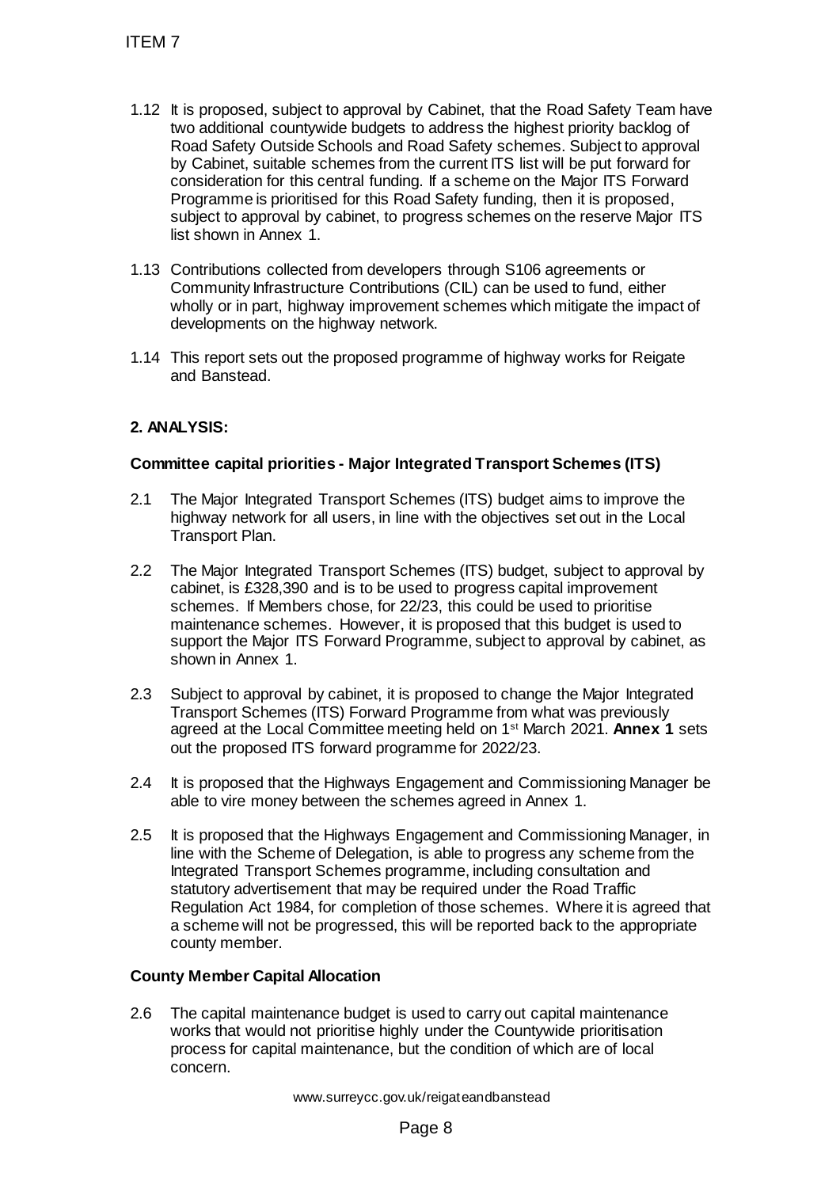1.12 It is proposed, subject to approval by Cabinet, that the Road Safety Team have two additional countywide budgets to address the highest priority backlog of Road Safety Outside Schools and Road Safety schemes. Subject to approval by Cabinet, suitable schemes from the current ITS list will be put forward for consideration for this central funding. If a scheme on the Major ITS Forward Programme is prioritised for this Road Safety funding, then it is proposed, subject to approval by cabinet, to progress schemes on the reserve Major ITS list shown in Annex 1.

1.13 Contributions collected from developers through S106 agreements or Community Infrastructure Contributions (CIL) can be used to fund, either wholly or in part, highway improvement schemes which mitigate the impact of developments on the highway network.

1.14 This report sets out the proposed programme of highway works for Reigate and Banstead.

## 2. ANALYSIS:

### Committee capital priorities - Major Integrated Transport Schemes (ITS)

2.1 The Major Integrated Transport Schemes (ITS) budget aims to improve the highway network for all users, in line with the objectives set out in the Local Transport Plan.

2.2 The Major Integrated Transport Schemes (ITS) budget, subject to approval by cabinet, is £328,390 and is to be used to progress capital improvement schemes. If Members chose, for 22/23, this could be used to prioritise maintenance schemes. However, it is proposed that this budget is used to support the Major ITS Forward Programme, subject to approval by cabinet, as shown in Annex 1.

2.3 Subject to approval by cabinet, it is proposed to change the Major Integrated Transport Schemes (ITS) Forward Programme from what was previously agreed at the Local Committee meeting held on 1st March 2021. **Annex 1** sets out the proposed ITS forward programme for 2022/23.

2.4 It is proposed that the Highways Engagement and Commissioning Manager be able to vire money between the schemes agreed in Annex 1.

2.5 It is proposed that the Highways Engagement and Commissioning Manager, in line with the Scheme of Delegation, is able to progress any scheme from the Integrated Transport Schemes programme, including consultation and statutory advertisement that may be required under the Road Traffic Regulation Act 1984, for completion of those schemes. Where it is agreed that a scheme will not be progressed, this will be reported back to the appropriate county member.

### County Member Capital Allocation

2.6 The capital maintenance budget is used to carry out capital maintenance works that would not prioritise highly under the Countywide prioritisation process for capital maintenance, but the condition of which are of local concern.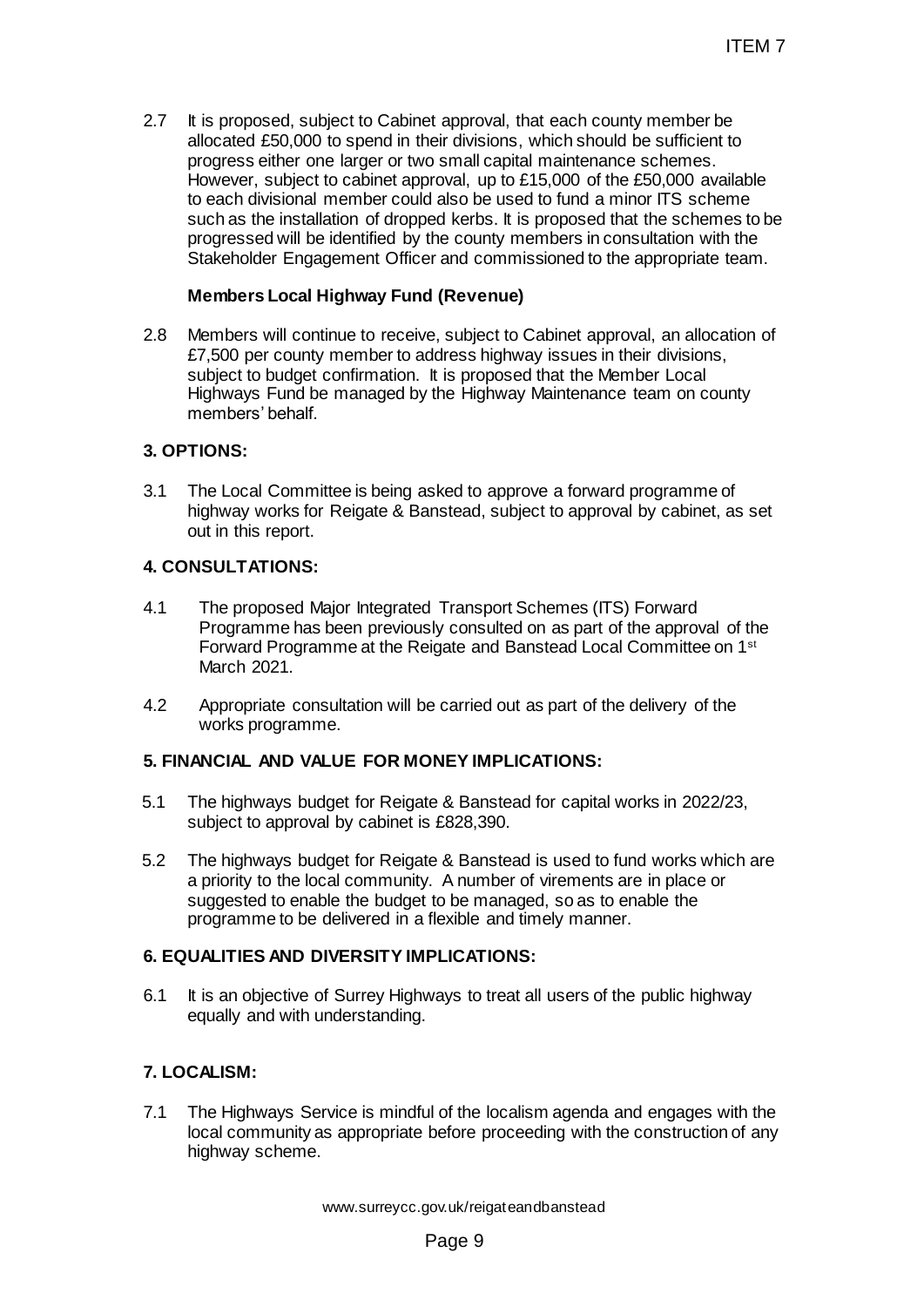2.7 It is proposed, subject to Cabinet approval, that each county member be allocated £50,000 to spend in their divisions, which should be sufficient to progress either one larger or two small capital maintenance schemes. However, subject to cabinet approval, up to £15,000 of the £50,000 available to each divisional member could also be used to fund a minor ITS scheme such as the installation of dropped kerbs. It is proposed that the schemes to be progressed will be identified by the county members in consultation with the Stakeholder Engagement Officer and commissioned to the appropriate team.

**Members Local Highway Fund (Revenue)**

2.8 Members will continue to receive, subject to Cabinet approval, an allocation of £7,500 per county member to address highway issues in their divisions, subject to budget confirmation. It is proposed that the Member Local Highways Fund be managed by the Highway Maintenance team on county members' behalf.

## 3. OPTIONS:

3.1 The Local Committee is being asked to approve a forward programme of highway works for Reigate & Banstead, subject to approval by cabinet, as set out in this report.

## 4. CONSULTATIONS:

4.1 The proposed Major Integrated Transport Schemes (ITS) Forward Programme has been previously consulted on as part of the approval of the Forward Programme at the Reigate and Banstead Local Committee on 1st March 2021.

4.2 Appropriate consultation will be carried out as part of the delivery of the works programme.

## 5. FINANCIAL AND VALUE FOR MONEY IMPLICATIONS:

5.1 The highways budget for Reigate & Banstead for capital works in 2022/23, subject to approval by cabinet is £828,390.

5.2 The highways budget for Reigate & Banstead is used to fund works which are a priority to the local community. A number of virements are in place or suggested to enable the budget to be managed, so as to enable the programme to be delivered in a flexible and timely manner.

## 6. EQUALITIES AND DIVERSITY IMPLICATIONS:

6.1 It is an objective of Surrey Highways to treat all users of the public highway equally and with understanding.

## 7. LOCALISM:

7.1 The Highways Service is mindful of the localism agenda and engages with the local community as appropriate before proceeding with the construction of any highway scheme.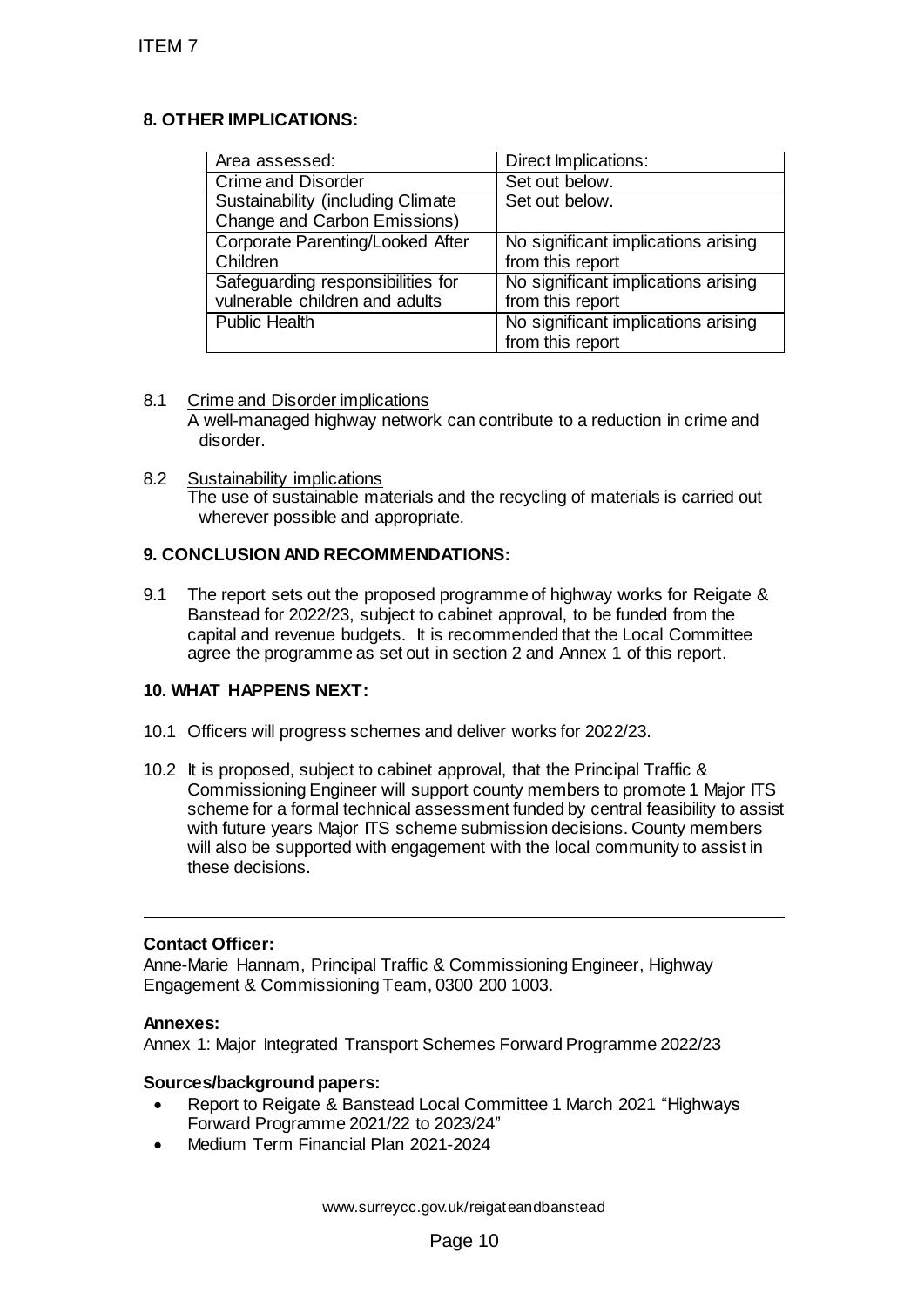## 8. OTHER IMPLICATIONS:

| Area assessed: | Direct Implications: |
|---|---|
| Crime and Disorder | Set out below. |
| Sustainability (including Climate Change and Carbon Emissions) | Set out below. |
| Corporate Parenting/Looked After Children | No significant implications arising from this report |
| Safeguarding responsibilities for vulnerable children and adults | No significant implications arising from this report |
| Public Health | No significant implications arising from this report |

8.1 Crime and Disorder implications
A well-managed highway network can contribute to a reduction in crime and disorder.

8.2 Sustainability implications
The use of sustainable materials and the recycling of materials is carried out wherever possible and appropriate.

## 9. CONCLUSION AND RECOMMENDATIONS:

9.1 The report sets out the proposed programme of highway works for Reigate & Banstead for 2022/23, subject to cabinet approval, to be funded from the capital and revenue budgets. It is recommended that the Local Committee agree the programme as set out in section 2 and Annex 1 of this report.

## 10. WHAT HAPPENS NEXT:

10.1 Officers will progress schemes and deliver works for 2022/23.

10.2 It is proposed, subject to cabinet approval, that the Principal Traffic & Commissioning Engineer will support county members to promote 1 Major ITS scheme for a formal technical assessment funded by central feasibility to assist with future years Major ITS scheme submission decisions. County members will also be supported with engagement with the local community to assist in these decisions.

---

**Contact Officer:**
Anne-Marie Hannam, Principal Traffic & Commissioning Engineer, Highway Engagement & Commissioning Team, 0300 200 1003.

**Annexes:**
Annex 1: Major Integrated Transport Schemes Forward Programme 2022/23

**Sources/background papers:**

- Report to Reigate & Banstead Local Committee 1 March 2021 "Highways Forward Programme 2021/22 to 2023/24"
- Medium Term Financial Plan 2021-2024